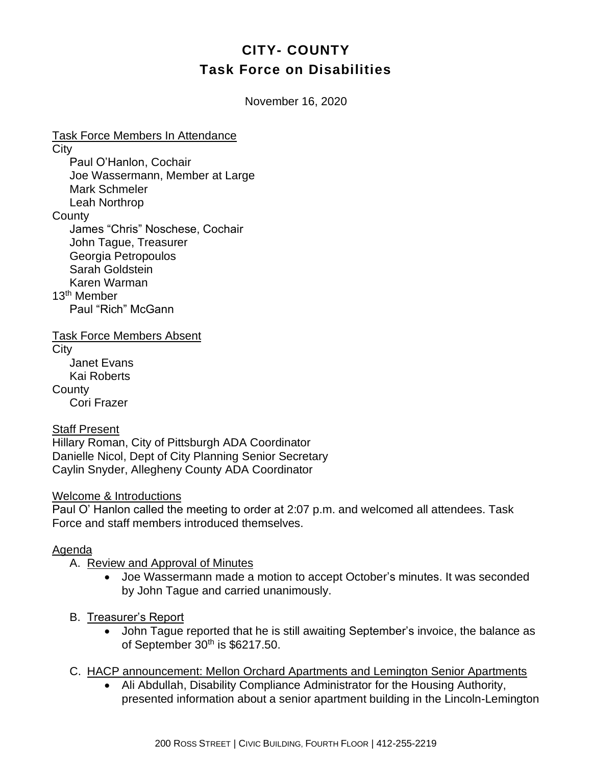# CITY- COUNTY
## Task Force on Disabilities

November 16, 2020

Task Force Members In Attendance

City

Paul O'Hanlon, Cochair
Joe Wassermann, Member at Large
Mark Schmeler
Leah Northrop

County

James "Chris" Noschese, Cochair
John Tague, Treasurer
Georgia Petropoulos
Sarah Goldstein
Karen Warman

13th Member

Paul "Rich" McGann

Task Force Members Absent

City

Janet Evans
Kai Roberts

County

Cori Frazer

Staff Present

Hillary Roman, City of Pittsburgh ADA Coordinator
Danielle Nicol, Dept of City Planning Senior Secretary
Caylin Snyder, Allegheny County ADA Coordinator

Welcome & Introductions

Paul O' Hanlon called the meeting to order at 2:07 p.m. and welcomed all attendees. Task Force and staff members introduced themselves.

Agenda

A. Review and Approval of Minutes
   - Joe Wassermann made a motion to accept October's minutes. It was seconded by John Tague and carried unanimously.

B. Treasurer's Report
   - John Tague reported that he is still awaiting September's invoice, the balance as of September 30th is $6217.50.

C. HACP announcement: Mellon Orchard Apartments and Lemington Senior Apartments
   - Ali Abdullah, Disability Compliance Administrator for the Housing Authority, presented information about a senior apartment building in the Lincoln-Lemington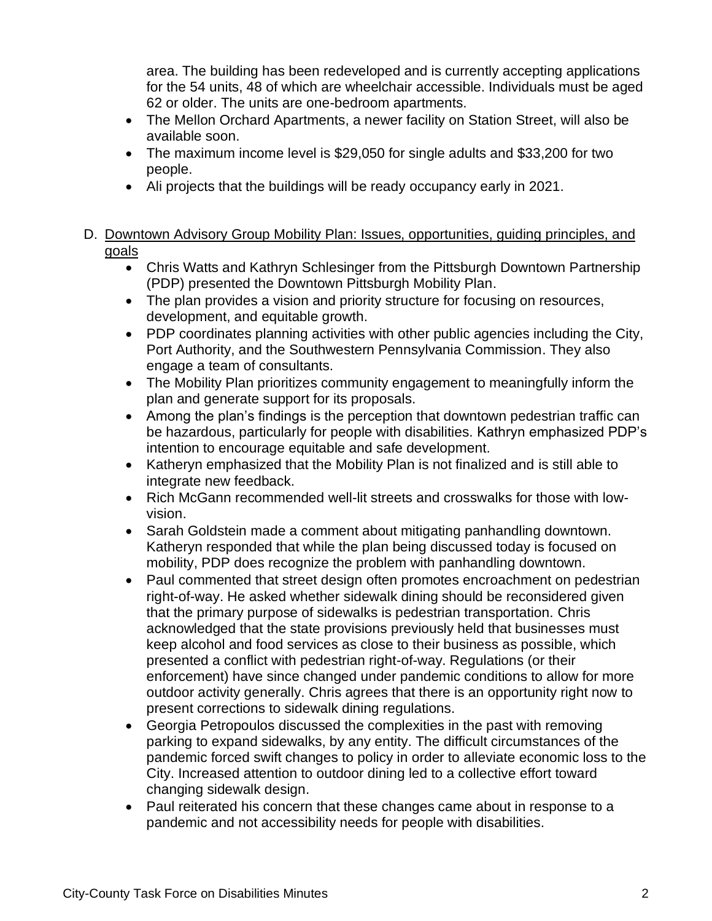area. The building has been redeveloped and is currently accepting applications for the 54 units, 48 of which are wheelchair accessible. Individuals must be aged 62 or older. The units are one-bedroom apartments.

- The Mellon Orchard Apartments, a newer facility on Station Street, will also be available soon.
- The maximum income level is $29,050 for single adults and $33,200 for two people.
- Ali projects that the buildings will be ready occupancy early in 2021.

D. Downtown Advisory Group Mobility Plan: Issues, opportunities, guiding principles, and goals

- Chris Watts and Kathryn Schlesinger from the Pittsburgh Downtown Partnership (PDP) presented the Downtown Pittsburgh Mobility Plan.
- The plan provides a vision and priority structure for focusing on resources, development, and equitable growth.
- PDP coordinates planning activities with other public agencies including the City, Port Authority, and the Southwestern Pennsylvania Commission. They also engage a team of consultants.
- The Mobility Plan prioritizes community engagement to meaningfully inform the plan and generate support for its proposals.
- Among the plan's findings is the perception that downtown pedestrian traffic can be hazardous, particularly for people with disabilities. Kathryn emphasized PDP's intention to encourage equitable and safe development.
- Katheryn emphasized that the Mobility Plan is not finalized and is still able to integrate new feedback.
- Rich McGann recommended well-lit streets and crosswalks for those with low-vision.
- Sarah Goldstein made a comment about mitigating panhandling downtown. Katheryn responded that while the plan being discussed today is focused on mobility, PDP does recognize the problem with panhandling downtown.
- Paul commented that street design often promotes encroachment on pedestrian right-of-way. He asked whether sidewalk dining should be reconsidered given that the primary purpose of sidewalks is pedestrian transportation. Chris acknowledged that the state provisions previously held that businesses must keep alcohol and food services as close to their business as possible, which presented a conflict with pedestrian right-of-way. Regulations (or their enforcement) have since changed under pandemic conditions to allow for more outdoor activity generally. Chris agrees that there is an opportunity right now to present corrections to sidewalk dining regulations.
- Georgia Petropoulos discussed the complexities in the past with removing parking to expand sidewalks, by any entity. The difficult circumstances of the pandemic forced swift changes to policy in order to alleviate economic loss to the City. Increased attention to outdoor dining led to a collective effort toward changing sidewalk design.
- Paul reiterated his concern that these changes came about in response to a pandemic and not accessibility needs for people with disabilities.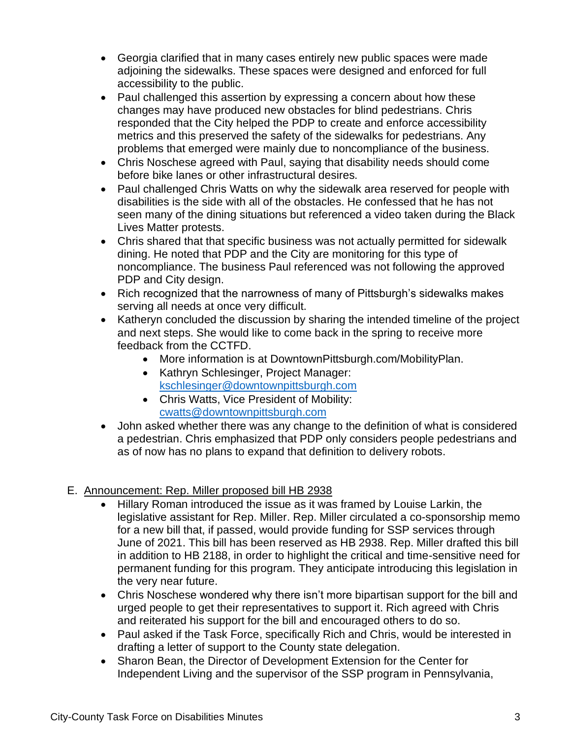- Georgia clarified that in many cases entirely new public spaces were made adjoining the sidewalks. These spaces were designed and enforced for full accessibility to the public.
- Paul challenged this assertion by expressing a concern about how these changes may have produced new obstacles for blind pedestrians. Chris responded that the City helped the PDP to create and enforce accessibility metrics and this preserved the safety of the sidewalks for pedestrians. Any problems that emerged were mainly due to noncompliance of the business.
- Chris Noschese agreed with Paul, saying that disability needs should come before bike lanes or other infrastructural desires.
- Paul challenged Chris Watts on why the sidewalk area reserved for people with disabilities is the side with all of the obstacles. He confessed that he has not seen many of the dining situations but referenced a video taken during the Black Lives Matter protests.
- Chris shared that that specific business was not actually permitted for sidewalk dining. He noted that PDP and the City are monitoring for this type of noncompliance. The business Paul referenced was not following the approved PDP and City design.
- Rich recognized that the narrowness of many of Pittsburgh's sidewalks makes serving all needs at once very difficult.
- Katheryn concluded the discussion by sharing the intended timeline of the project and next steps. She would like to come back in the spring to receive more feedback from the CCTFD.
    - More information is at DowntownPittsburgh.com/MobilityPlan.
    - Kathryn Schlesinger, Project Manager: kschlesinger@downtownpittsburgh.com
    - Chris Watts, Vice President of Mobility: cwatts@downtownpittsburgh.com
- John asked whether there was any change to the definition of what is considered a pedestrian. Chris emphasized that PDP only considers people pedestrians and as of now has no plans to expand that definition to delivery robots.

E. Announcement: Rep. Miller proposed bill HB 2938

- Hillary Roman introduced the issue as it was framed by Louise Larkin, the legislative assistant for Rep. Miller. Rep. Miller circulated a co-sponsorship memo for a new bill that, if passed, would provide funding for SSP services through June of 2021. This bill has been reserved as HB 2938. Rep. Miller drafted this bill in addition to HB 2188, in order to highlight the critical and time-sensitive need for permanent funding for this program. They anticipate introducing this legislation in the very near future.
- Chris Noschese wondered why there isn't more bipartisan support for the bill and urged people to get their representatives to support it. Rich agreed with Chris and reiterated his support for the bill and encouraged others to do so.
- Paul asked if the Task Force, specifically Rich and Chris, would be interested in drafting a letter of support to the County state delegation.
- Sharon Bean, the Director of Development Extension for the Center for Independent Living and the supervisor of the SSP program in Pennsylvania,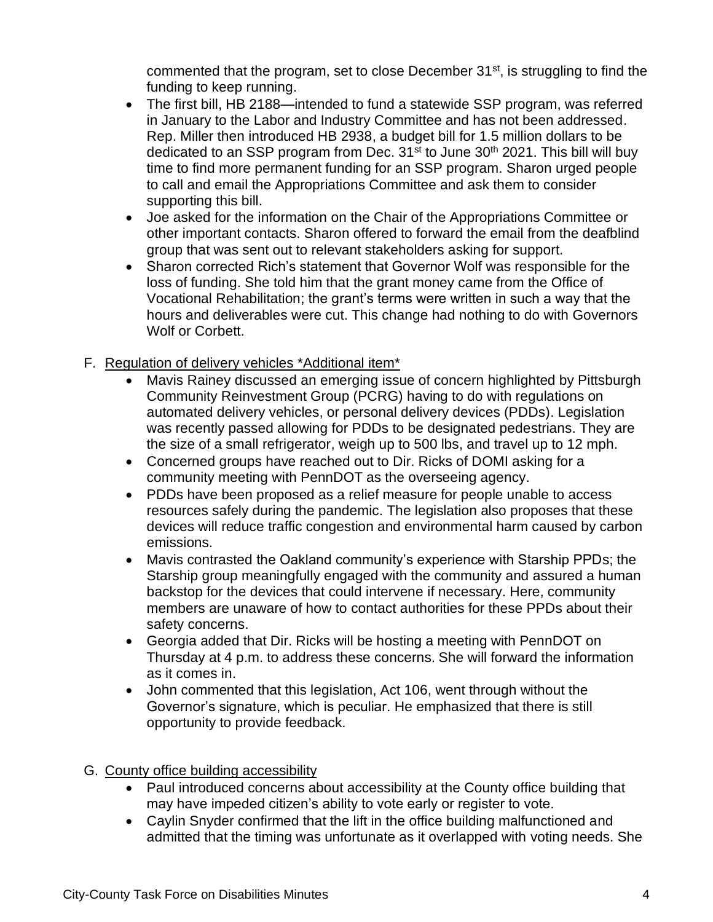commented that the program, set to close December 31st, is struggling to find the funding to keep running.

- The first bill, HB 2188—intended to fund a statewide SSP program, was referred in January to the Labor and Industry Committee and has not been addressed. Rep. Miller then introduced HB 2938, a budget bill for 1.5 million dollars to be dedicated to an SSP program from Dec. 31st to June 30th 2021. This bill will buy time to find more permanent funding for an SSP program. Sharon urged people to call and email the Appropriations Committee and ask them to consider supporting this bill.
- Joe asked for the information on the Chair of the Appropriations Committee or other important contacts. Sharon offered to forward the email from the deafblind group that was sent out to relevant stakeholders asking for support.
- Sharon corrected Rich's statement that Governor Wolf was responsible for the loss of funding. She told him that the grant money came from the Office of Vocational Rehabilitation; the grant's terms were written in such a way that the hours and deliverables were cut. This change had nothing to do with Governors Wolf or Corbett.

F. Regulation of delivery vehicles *Additional item*

- Mavis Rainey discussed an emerging issue of concern highlighted by Pittsburgh Community Reinvestment Group (PCRG) having to do with regulations on automated delivery vehicles, or personal delivery devices (PDDs). Legislation was recently passed allowing for PDDs to be designated pedestrians. They are the size of a small refrigerator, weigh up to 500 lbs, and travel up to 12 mph.
- Concerned groups have reached out to Dir. Ricks of DOMI asking for a community meeting with PennDOT as the overseeing agency.
- PDDs have been proposed as a relief measure for people unable to access resources safely during the pandemic. The legislation also proposes that these devices will reduce traffic congestion and environmental harm caused by carbon emissions.
- Mavis contrasted the Oakland community's experience with Starship PPDs; the Starship group meaningfully engaged with the community and assured a human backstop for the devices that could intervene if necessary. Here, community members are unaware of how to contact authorities for these PPDs about their safety concerns.
- Georgia added that Dir. Ricks will be hosting a meeting with PennDOT on Thursday at 4 p.m. to address these concerns. She will forward the information as it comes in.
- John commented that this legislation, Act 106, went through without the Governor's signature, which is peculiar. He emphasized that there is still opportunity to provide feedback.

G. County office building accessibility

- Paul introduced concerns about accessibility at the County office building that may have impeded citizen's ability to vote early or register to vote.
- Caylin Snyder confirmed that the lift in the office building malfunctioned and admitted that the timing was unfortunate as it overlapped with voting needs. She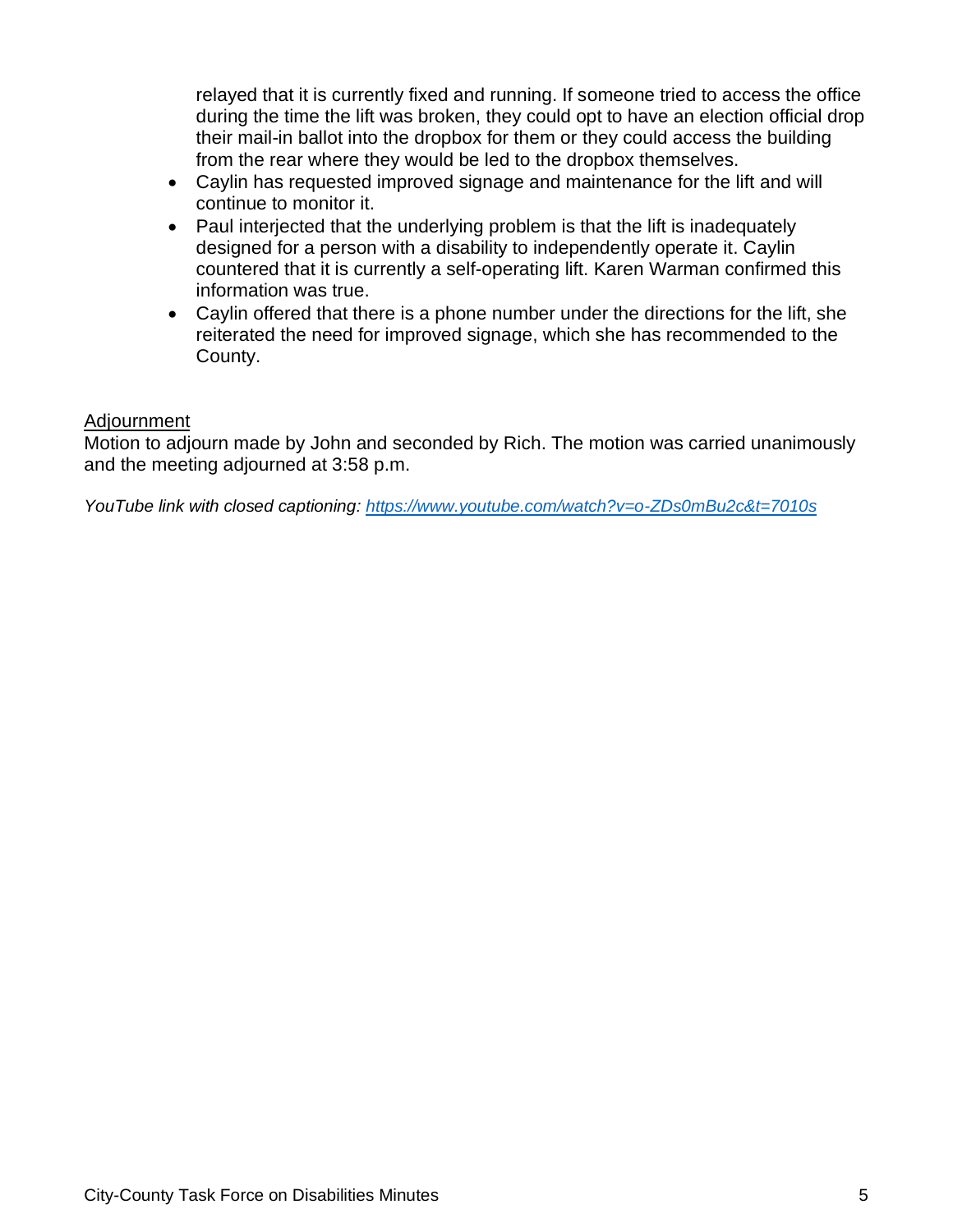relayed that it is currently fixed and running. If someone tried to access the office during the time the lift was broken, they could opt to have an election official drop their mail-in ballot into the dropbox for them or they could access the building from the rear where they would be led to the dropbox themselves.

- Caylin has requested improved signage and maintenance for the lift and will continue to monitor it.
- Paul interjected that the underlying problem is that the lift is inadequately designed for a person with a disability to independently operate it. Caylin countered that it is currently a self-operating lift. Karen Warman confirmed this information was true.
- Caylin offered that there is a phone number under the directions for the lift, she reiterated the need for improved signage, which she has recommended to the County.

Adjournment

Motion to adjourn made by John and seconded by Rich. The motion was carried unanimously and the meeting adjourned at 3:58 p.m.

*YouTube link with closed captioning: [https://www.youtube.com/watch?v=o-ZDs0mBu2c&t=7010s](https://www.youtube.com/watch?v=o-ZDs0mBu2c&t=7010s)*